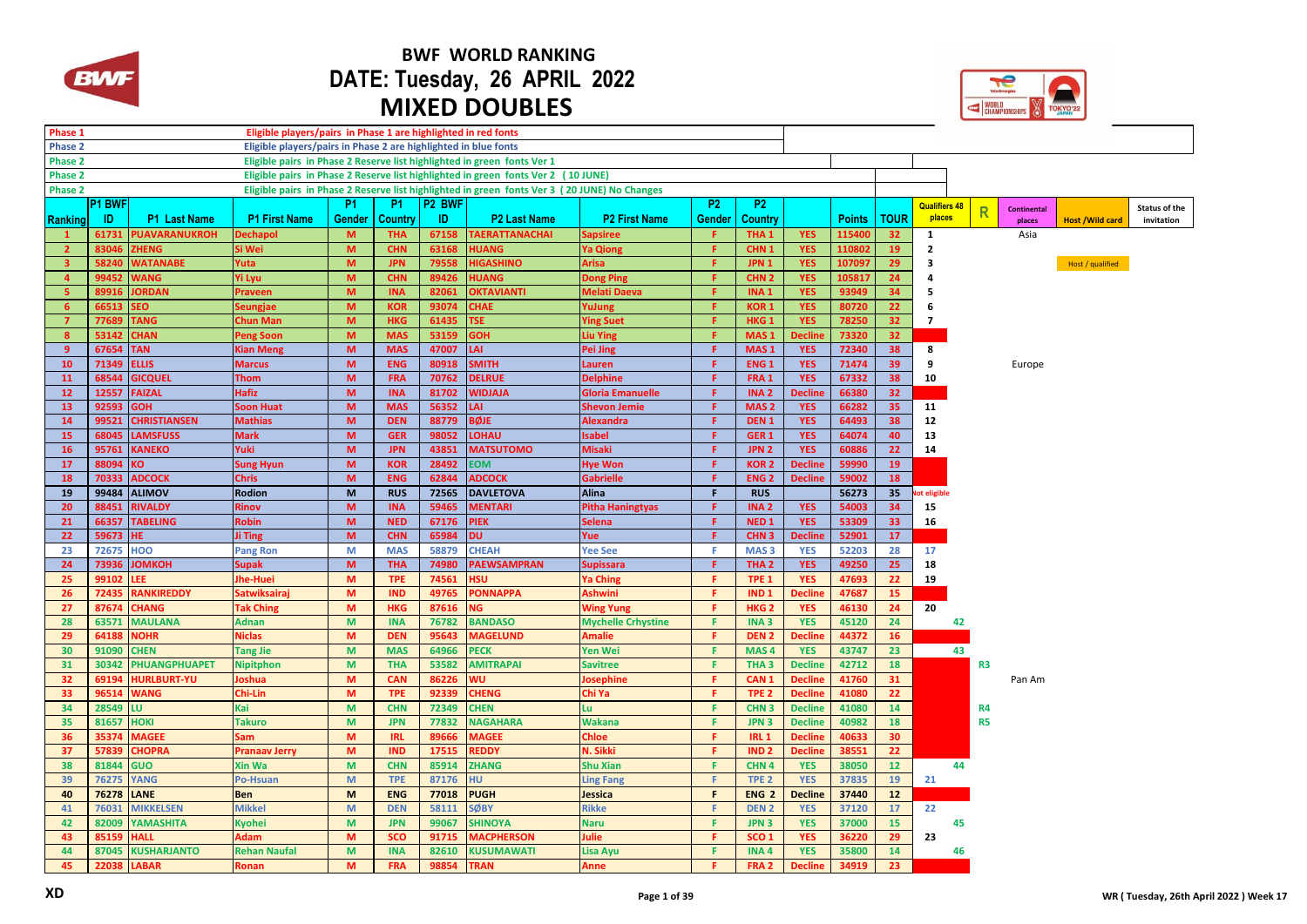# BWF WORLD RANKING

## DATE: Tuesday, 26 APRIL 2022

## MIXED DOUBLES

| | | |
|---|---|---|
| Phase 1 | Eligible players/pairs in Phase 1 are highlighted in red fonts |
| Phase 2 | Eligible players/pairs in Phase 2 are highlighted in blue fonts |
| Phase 2 | Eligible pairs in Phase 2 Reserve list highlighted in green fonts Ver 1 |
| Phase 2 | Eligible pairs in Phase 2 Reserve list highlighted in green fonts Ver 2 (10 JUNE) |
| Phase 2 | Eligible pairs in Phase 2 Reserve list highlighted in green fonts Ver 3 (20 JUNE) No Changes |

| Ranking | P1 BWF ID | P1 Last Name | P1 First Name | P1 Gender | P1 Country | P2 BWF ID | P2 Last Name | P2 First Name | P2 Gender | P2 Country | | Points | TOUR | Qualifiers 48 places | R | Continental places | Host /Wild card | Status of the invitation |
|---|---|---|---|---|---|---|---|---|---|---|---|---|---|---|---|---|---|---|
| 1 | 61731 | PUAVARANUKROH | Dechapol | M | THA | 67158 | TAERATTANACHAI | Sapsiree | F | THA 1 | YES | 115400 | 32 | 1 | | Asia | | |
| 2 | 83046 | ZHENG | Si Wei | M | CHN | 63168 | HUANG | Ya Qiong | F | CHN 1 | YES | 110802 | 19 | 2 | | | | |
| 3 | 58240 | WATANABE | Yuta | M | JPN | 79558 | HIGASHINO | Arisa | F | JPN 1 | YES | 107097 | 29 | 3 | | | Host / qualified | |
| 4 | 99452 | WANG | Yi Lyu | M | CHN | 89426 | HUANG | Dong Ping | F | CHN 2 | YES | 105817 | 24 | 4 | | | | |
| 5 | 89916 | JORDAN | Praveen | M | INA | 82061 | OKTAVIANTI | Melati Daeva | F | INA 1 | YES | 93949 | 34 | 5 | | | | |
| 6 | 66513 | SEO | Seungjae | M | KOR | 93074 | CHAE | YuJung | F | KOR 1 | YES | 80720 | 22 | 6 | | | | |
| 7 | 77689 | TANG | Chun Man | M | HKG | 61435 | TSE | Ying Suet | F | HKG 1 | YES | 78250 | 32 | 7 | | | | |
| 8 | 53142 | CHAN | Peng Soon | M | MAS | 53159 | GOH | Liu Ying | F | MAS 1 | Decline | 73320 | 32 | | | | | |
| 9 | 67654 | TAN | Kian Meng | M | MAS | 47007 | LAI | Pei Jing | F | MAS 1 | YES | 72340 | 38 | 8 | | | | |
| 10 | 71349 | ELLIS | Marcus | M | ENG | 80918 | SMITH | Lauren | F | ENG 1 | YES | 71474 | 39 | 9 | | Europe | | |
| 11 | 68544 | GICQUEL | Thom | M | FRA | 70762 | DELRUE | Delphine | F | FRA 1 | YES | 67332 | 38 | 10 | | | | |
| 12 | 12557 | FAIZAL | Hafiz | M | INA | 81702 | WIDJAJA | Gloria Emanuelle | F | INA 2 | Decline | 66380 | 32 | | | | | |
| 13 | 92593 | GOH | Soon Huat | M | MAS | 56352 | LAI | Shevon Jemie | F | MAS 2 | YES | 66282 | 35 | 11 | | | | |
| 14 | 99521 | CHRISTIANSEN | Mathias | M | DEN | 88779 | BØJE | Alexandra | F | DEN 1 | YES | 64493 | 38 | 12 | | | | |
| 15 | 68045 | LAMSFUSS | Mark | M | GER | 98052 | LOHAU | Isabel | F | GER 1 | YES | 64074 | 40 | 13 | | | | |
| 16 | 95761 | KANEKO | Yuki | M | JPN | 43851 | MATSUTOMO | Misaki | F | JPN 2 | YES | 60886 | 22 | 14 | | | | |
| 17 | 88094 | KO | Sung Hyun | M | KOR | 28492 | EOM | Hye Won | F | KOR 2 | Decline | 59990 | 19 | | | | | |
| 18 | 70333 | ADCOCK | Chris | M | ENG | 62844 | ADCOCK | Gabrielle | F | ENG 2 | Decline | 59002 | 18 | | | | | |
| 19 | 99484 | ALIMOV | Rodion | M | RUS | 72565 | DAVLETOVA | Alina | F | RUS | | 56273 | 35 | Not eligible | | | | |
| 20 | 88451 | RIVALDY | Rinov | M | INA | 59465 | MENTARI | Pitha Haningtyas | F | INA 2 | YES | 54003 | 34 | 15 | | | | |
| 21 | 66357 | TABELING | Robin | M | NED | 67176 | PIEK | Selena | F | NED 1 | YES | 53309 | 33 | 16 | | | | |
| 22 | 59673 | HE | Ji Ting | M | CHN | 65984 | DU | Yue | F | CHN 3 | Decline | 52901 | 17 | | | | | |
| 23 | 72675 | HOO | Pang Ron | M | MAS | 58879 | CHEAH | Yee See | F | MAS 3 | YES | 52203 | 28 | 17 | | | | |
| 24 | 73936 | JOMKOH | Supak | M | THA | 74980 | PAEWSAMPRAN | Supissara | F | THA 2 | YES | 49250 | 25 | 18 | | | | |
| 25 | 99102 | LEE | Jhe-Huei | M | TPE | 74561 | HSU | Ya Ching | F | TPE 1 | YES | 47693 | 22 | 19 | | | | |
| 26 | 72435 | RANKIREDDY | Satwiksairaj | M | IND | 49765 | PONNAPPA | Ashwini | F | IND 1 | Decline | 47687 | 15 | | | | | |
| 27 | 87674 | CHANG | Tak Ching | M | HKG | 87616 | NG | Wing Yung | F | HKG 2 | YES | 46130 | 24 | 20 | | | | |
| 28 | 63571 | MAULANA | Adnan | M | INA | 76782 | BANDASO | Mychelle Crhystine | F | INA 3 | YES | 45120 | 24 | 42 | | | | |
| 29 | 64188 | NOHR | Niclas | M | DEN | 95643 | MAGELUND | Amalie | F | DEN 2 | Decline | 44372 | 16 | | | | | |
| 30 | 91090 | CHEN | Tang Jie | M | MAS | 64966 | PECK | Yen Wei | F | MAS 4 | YES | 43747 | 23 | 43 | | | | |
| 31 | 30342 | PHUANGPHUAPET | Nipitphon | M | THA | 53582 | AMITRAPAI | Savitree | F | THA 3 | Decline | 42712 | 18 | | R3 | | | |
| 32 | 69194 | HURLBURT-YU | Joshua | M | CAN | 86226 | WU | Josephine | F | CAN 1 | Decline | 41760 | 31 | | | Pan Am | | |
| 33 | 96514 | WANG | Chi-Lin | M | TPE | 92339 | CHENG | Chi Ya | F | TPE 2 | Decline | 41080 | 22 | | | | | |
| 34 | 28549 | LU | Kai | M | CHN | 72349 | CHEN | Lu | F | CHN 3 | Decline | 41080 | 14 | | R4 | | | |
| 35 | 81657 | HOKI | Takuro | M | JPN | 77832 | NAGAHARA | Wakana | F | JPN 3 | Decline | 40982 | 18 | | R5 | | | |
| 36 | 35374 | MAGEE | Sam | M | IRL | 89666 | MAGEE | Chloe | F | IRL 1 | Decline | 40633 | 30 | | | | | |
| 37 | 57839 | CHOPRA | Pranaav Jerry | M | IND | 17515 | REDDY | N. Sikki | F | IND 2 | Decline | 38551 | 22 | | | | | |
| 38 | 81844 | GUO | Xin Wa | M | CHN | 85914 | ZHANG | Shu Xian | F | CHN 4 | YES | 38050 | 12 | 44 | | | | |
| 39 | 76275 | YANG | Po-Hsuan | M | TPE | 87176 | HU | Ling Fang | F | TPE 2 | YES | 37835 | 19 | 21 | | | | |
| 40 | 76278 | LANE | Ben | M | ENG | 77018 | PUGH | Jessica | F | ENG 2 | Decline | 37440 | 12 | | | | | |
| 41 | 76031 | MIKKELSEN | Mikkel | M | DEN | 58111 | SØBY | Rikke | F | DEN 2 | YES | 37120 | 17 | 22 | | | | |
| 42 | 82009 | YAMASHITA | Kyohei | M | JPN | 99067 | SHINOYA | Naru | F | JPN 3 | YES | 37000 | 15 | 45 | | | | |
| 43 | 85159 | HALL | Adam | M | SCO | 91715 | MACPHERSON | Julie | F | SCO 1 | YES | 36220 | 29 | 23 | | | | |
| 44 | 87045 | KUSHARJANTO | Rehan Naufal | M | INA | 82610 | KUSUMAWATI | Lisa Ayu | F | INA 4 | YES | 35800 | 14 | 46 | | | | |
| 45 | 22038 | LABAR | Ronan | M | FRA | 98854 | TRAN | Anne | F | FRA 2 | Decline | 34919 | 23 | | | | | |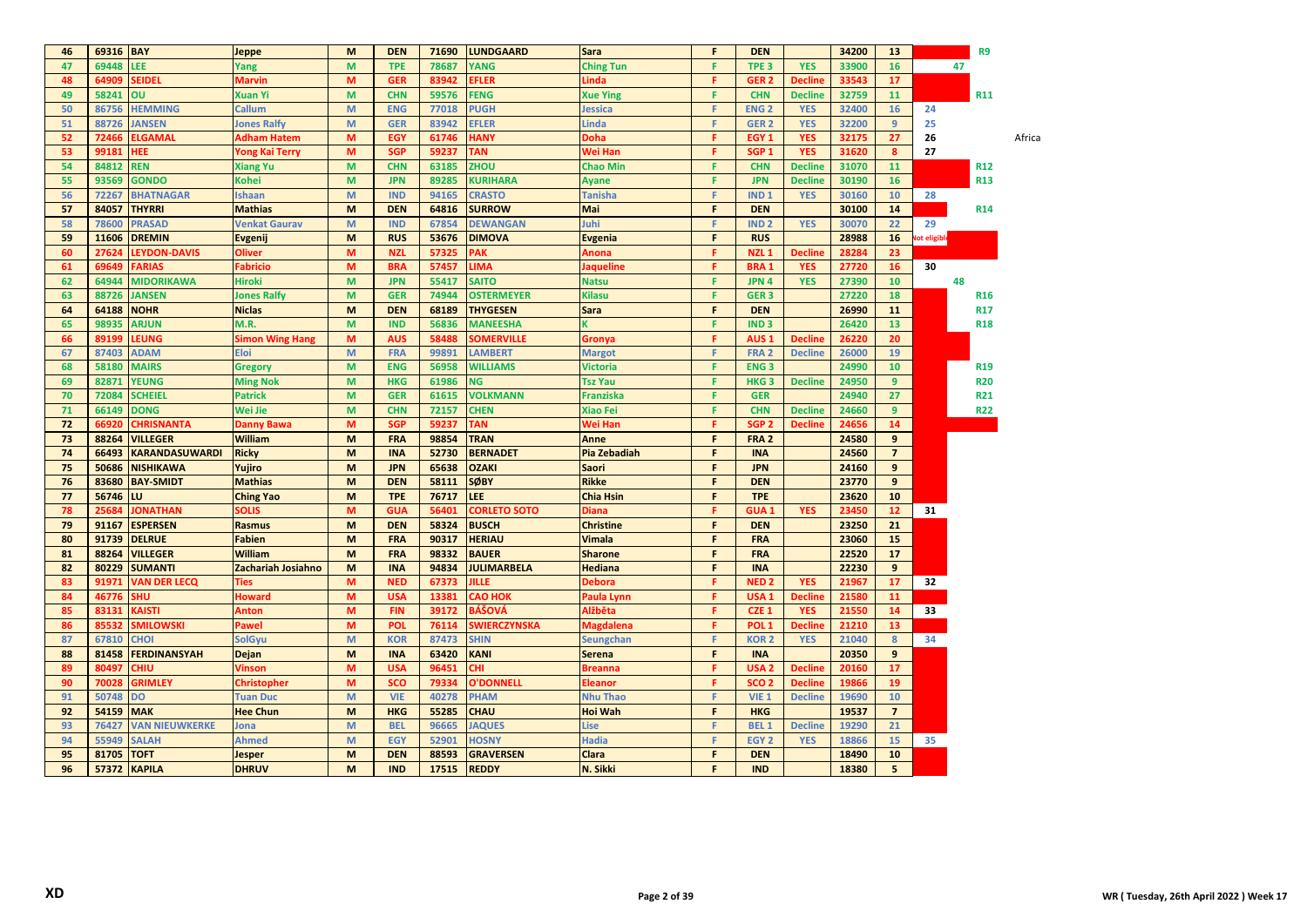| 46 | 69316 | BAY | Jeppe | M | DEN | 71690 | LUNDGAARD | Sara | F | DEN | | 34200 | 13 | | R9 | |
|---|---|---|---|---|---|---|---|---|---|---|---|---|---|---|---|---|
| 47 | 69448 | LEE | Yang | M | TPE | 78687 | YANG | Ching Tun | F | TPE 3 | YES | 33900 | 16 | 47 | | |
| 48 | 64909 | SEIDEL | Marvin | M | GER | 83942 | EFLER | Linda | F | GER 2 | Decline | 33543 | 17 | | | |
| 49 | 58241 | OU | Xuan Yi | M | CHN | 59576 | FENG | Xue Ying | F | CHN | Decline | 32759 | 11 | | R11 | |
| 50 | 86756 | HEMMING | Callum | M | ENG | 77018 | PUGH | Jessica | F | ENG 2 | YES | 32400 | 16 | 24 | | |
| 51 | 88726 | JANSEN | Jones Ralfy | M | GER | 83942 | EFLER | Linda | F | GER 2 | YES | 32200 | 9 | 25 | | |
| 52 | 72466 | ELGAMAL | Adham Hatem | M | EGY | 61746 | HANY | Doha | F | EGY 1 | YES | 32175 | 27 | 26 | | Africa |
| 53 | 99181 | HEE | Yong Kai Terry | M | SGP | 59237 | TAN | Wei Han | F | SGP 1 | YES | 31620 | 8 | 27 | | |
| 54 | 84812 | REN | Xiang Yu | M | CHN | 63185 | ZHOU | Chao Min | F | CHN | Decline | 31070 | 11 | | R12 | |
| 55 | 93569 | GONDO | Kohei | M | JPN | 89285 | KURIHARA | Ayane | F | JPN | Decline | 30190 | 16 | | R13 | |
| 56 | 72267 | BHATNAGAR | Ishaan | M | IND | 94165 | CRASTO | Tanisha | F | IND 1 | YES | 30160 | 10 | 28 | | |
| 57 | 84057 | THYRRI | Mathias | M | DEN | 64816 | SURROW | Mai | F | DEN | | 30100 | 14 | | R14 | |
| 58 | 78600 | PRASAD | Venkat Gaurav | M | IND | 67854 | DEWANGAN | Juhi | F | IND 2 | YES | 30070 | 22 | 29 | | |
| 59 | 11606 | DREMIN | Evgenij | M | RUS | 53676 | DIMOVA | Evgenia | F | RUS | | 28988 | 16 | Not eligible | | |
| 60 | 27624 | LEYDON-DAVIS | Oliver | M | NZL | 57325 | PAK | Anona | F | NZL 1 | Decline | 28284 | 23 | | | |
| 61 | 69649 | FARIAS | Fabricio | M | BRA | 57457 | LIMA | Jaqueline | F | BRA 1 | YES | 27720 | 16 | 30 | | |
| 62 | 64944 | MIDORIKAWA | Hiroki | M | JPN | 55417 | SAITO | Natsu | F | JPN 4 | YES | 27390 | 10 | 48 | | |
| 63 | 88726 | JANSEN | Jones Ralfy | M | GER | 74944 | OSTERMEYER | Kilasu | F | GER 3 | | 27220 | 18 | | R16 | |
| 64 | 64188 | NOHR | Niclas | M | DEN | 68189 | THYGESEN | Sara | F | DEN | | 26990 | 11 | | R17 | |
| 65 | 98935 | ARJUN | M.R. | M | IND | 56836 | MANEESHA | K | F | IND 3 | | 26420 | 13 | | R18 | |
| 66 | 89199 | LEUNG | Simon Wing Hang | M | AUS | 58488 | SOMERVILLE | Gronya | F | AUS 1 | Decline | 26220 | 20 | | | |
| 67 | 87403 | ADAM | Eloi | M | FRA | 99891 | LAMBERT | Margot | F | FRA 2 | Decline | 26000 | 19 | | | |
| 68 | 58180 | MAIRS | Gregory | M | ENG | 56958 | WILLIAMS | Victoria | F | ENG 3 | | 24990 | 10 | | R19 | |
| 69 | 82871 | YEUNG | Ming Nok | M | HKG | 61986 | NG | Tsz Yau | F | HKG 3 | Decline | 24950 | 9 | | R20 | |
| 70 | 72084 | SCHEIEL | Patrick | M | GER | 61615 | VOLKMANN | Franziska | F | GER | | 24940 | 27 | | R21 | |
| 71 | 66149 | DONG | Wei Jie | M | CHN | 72157 | CHEN | Xiao Fei | F | CHN | Decline | 24660 | 9 | | R22 | |
| 72 | 66920 | CHRISNANTA | Danny Bawa | M | SGP | 59237 | TAN | Wei Han | F | SGP 2 | Decline | 24656 | 14 | | | |
| 73 | 88264 | VILLEGER | William | M | FRA | 98854 | TRAN | Anne | F | FRA 2 | | 24580 | 9 | | | |
| 74 | 66493 | KARANDASUWARDI | Ricky | M | INA | 52730 | BERNADET | Pia Zebadiah | F | INA | | 24560 | 7 | | | |
| 75 | 50686 | NISHIKAWA | Yujiro | M | JPN | 65638 | OZAKI | Saori | F | JPN | | 24160 | 9 | | | |
| 76 | 83680 | BAY-SMIDT | Mathias | M | DEN | 58111 | SØBY | Rikke | F | DEN | | 23770 | 9 | | | |
| 77 | 56746 | LU | Ching Yao | M | TPE | 76717 | LEE | Chia Hsin | F | TPE | | 23620 | 10 | | | |
| 78 | 25684 | JONATHAN | SOLIS | M | GUA | 56401 | CORLETO SOTO | Diana | F | GUA 1 | YES | 23450 | 12 | 31 | | |
| 79 | 91167 | ESPERSEN | Rasmus | M | DEN | 58324 | BUSCH | Christine | F | DEN | | 23250 | 21 | | | |
| 80 | 91739 | DELRUE | Fabien | M | FRA | 90317 | HERIAU | Vimala | F | FRA | | 23060 | 15 | | | |
| 81 | 88264 | VILLEGER | William | M | FRA | 98332 | BAUER | Sharone | F | FRA | | 22520 | 17 | | | |
| 82 | 80229 | SUMANTI | Zachariah Josiahno | M | INA | 94834 | JULIMARBELA | Hediana | F | INA | | 22230 | 9 | | | |
| 83 | 91971 | VAN DER LECQ | Ties | M | NED | 67373 | JILLE | Debora | F | NED 2 | YES | 21967 | 17 | 32 | | |
| 84 | 46776 | SHU | Howard | M | USA | 13381 | CAO HOK | Paula Lynn | F | USA 1 | Decline | 21580 | 11 | | | |
| 85 | 83131 | KAISTI | Anton | M | FIN | 39172 | BÁŠOVÁ | Alžběta | F | CZE 1 | YES | 21550 | 14 | 33 | | |
| 86 | 85532 | SMILOWSKI | Pawel | M | POL | 76114 | SWIERCZYNSKA | Magdalena | F | POL 1 | Decline | 21210 | 13 | | | |
| 87 | 67810 | CHOI | SolGyu | M | KOR | 87473 | SHIN | Seungchan | F | KOR 2 | YES | 21040 | 8 | 34 | | |
| 88 | 81458 | FERDINANSYAH | Dejan | M | INA | 63420 | KANI | Serena | F | INA | | 20350 | 9 | | | |
| 89 | 80497 | CHIU | Vinson | M | USA | 96451 | CHI | Breanna | F | USA 2 | Decline | 20160 | 17 | | | |
| 90 | 70028 | GRIMLEY | Christopher | M | SCO | 79334 | O'DONNELL | Eleanor | F | SCO 2 | Decline | 19866 | 19 | | | |
| 91 | 50748 | DO | Tuan Duc | M | VIE | 40278 | PHAM | Nhu Thao | F | VIE 1 | Decline | 19690 | 10 | | | |
| 92 | 54159 | MAK | Hee Chun | M | HKG | 55285 | CHAU | Hoi Wah | F | HKG | | 19537 | 7 | | | |
| 93 | 76427 | VAN NIEUWKERKE | Jona | M | BEL | 96665 | JAQUES | Lise | F | BEL 1 | Decline | 19290 | 21 | | | |
| 94 | 55949 | SALAH | Ahmed | M | EGY | 52901 | HOSNY | Hadia | F | EGY 2 | YES | 18866 | 15 | 35 | | |
| 95 | 81705 | TOFT | Jesper | M | DEN | 88593 | GRAVERSEN | Clara | F | DEN | | 18490 | 10 | | | |
| 96 | 57372 | KAPILA | DHRUV | M | IND | 17515 | REDDY | N. Sikki | F | IND | | 18380 | 5 | | | |

XD

WR ( Tuesday, 26th April 2022 ) Week 17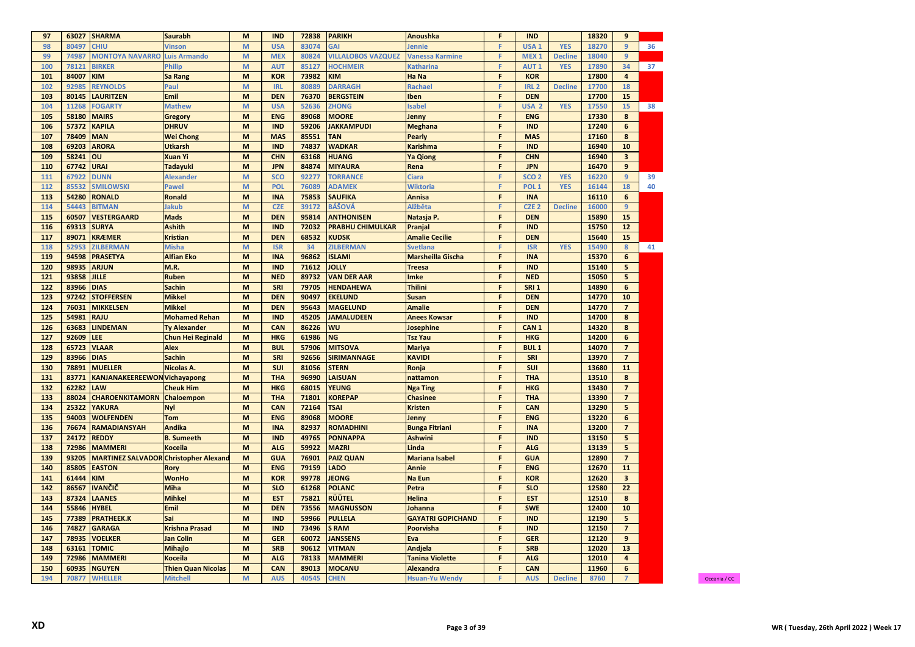| | | | | | | | | | | | | | | | |
|---|---|---|---|---|---|---|---|---|---|---|---|---|---|---|---|
| 97 | 63027 | SHARMA | Saurabh | M | IND | 72838 | PARIKH | Anoushka | F | IND | | 18320 | 9 | |
| 98 | 80497 | CHIU | Vinson | M | USA | 83074 | GAI | Jennie | F | USA 1 | YES | 18270 | 9 | 36 |
| 99 | 74987 | MONTOYA NAVARRO | Luis Armando | M | MEX | 80824 | VILLALOBOS VAZQUEZ | Vanessa Karmine | F | MEX 1 | Decline | 18040 | 9 | |
| 100 | 78121 | BIRKER | Philip | M | AUT | 85127 | HOCHMEIR | Katharina | F | AUT 1 | YES | 17890 | 34 | 37 |
| 101 | 84007 | KIM | Sa Rang | M | KOR | 73982 | KIM | Ha Na | F | KOR | | 17800 | 4 | |
| 102 | 92985 | REYNOLDS | Paul | M | IRL | 80889 | DARRAGH | Rachael | F | IRL 2 | Decline | 17700 | 18 | |
| 103 | 80145 | LAURITZEN | Emil | M | DEN | 76370 | BERGSTEIN | Iben | F | DEN | | 17700 | 15 | |
| 104 | 11268 | FOGARTY | Mathew | M | USA | 52636 | ZHONG | Isabel | F | USA 2 | YES | 17550 | 15 | 38 |
| 105 | 58180 | MAIRS | Gregory | M | ENG | 89068 | MOORE | Jenny | F | ENG | | 17330 | 8 | |
| 106 | 57372 | KAPILA | DHRUV | M | IND | 59206 | JAKKAMPUDI | Meghana | F | IND | | 17240 | 6 | |
| 107 | 78409 | MAN | Wei Chong | M | MAS | 85551 | TAN | Pearly | F | MAS | | 17160 | 8 | |
| 108 | 69203 | ARORA | Utkarsh | M | IND | 74837 | WADKAR | Karishma | F | IND | | 16940 | 10 | |
| 109 | 58241 | OU | Xuan Yi | M | CHN | 63168 | HUANG | Ya Qiong | F | CHN | | 16940 | 3 | |
| 110 | 67742 | URAI | Tadayuki | M | JPN | 84874 | MIYAURA | Rena | F | JPN | | 16470 | 9 | |
| 111 | 67922 | DUNN | Alexander | M | SCO | 92277 | TORRANCE | Ciara | F | SCO 2 | YES | 16220 | 9 | 39 |
| 112 | 85532 | SMILOWSKI | Pawel | M | POL | 76089 | ADAMEK | Wiktoria | F | POL 1 | YES | 16144 | 18 | 40 |
| 113 | 54280 | RONALD | Ronald | M | INA | 75853 | SAUFIKA | Annisa | F | INA | | 16110 | 6 | |
| 114 | 54443 | BITMAN | Jakub | M | CZE | 39172 | BÁŠOVÁ | Alžběta | F | CZE 2 | Decline | 16000 | 9 | |
| 115 | 60507 | VESTERGAARD | Mads | M | DEN | 95814 | ANTHONISEN | Natasja P. | F | DEN | | 15890 | 15 | |
| 116 | 69313 | SURYA | Ashith | M | IND | 72032 | PRABHU CHIMULKAR | Pranjal | F | IND | | 15750 | 12 | |
| 117 | 89071 | KRÆMER | Kristian | M | DEN | 68532 | KUDSK | Amalie Cecilie | F | DEN | | 15640 | 15 | |
| 118 | 52953 | ZILBERMAN | Misha | M | ISR | 34 | ZILBERMAN | Svetlana | F | ISR | YES | 15490 | 8 | 41 |
| 119 | 94598 | PRASETYA | Alfian Eko | M | INA | 96862 | ISLAMI | Marsheilla Gischa | F | INA | | 15370 | 6 | |
| 120 | 98935 | ARJUN | M.R. | M | IND | 71612 | JOLLY | Treesa | F | IND | | 15140 | 5 | |
| 121 | 93858 | JILLE | Ruben | M | NED | 89732 | VAN DER AAR | Imke | F | NED | | 15050 | 5 | |
| 122 | 83966 | DIAS | Sachin | M | SRI | 79705 | HENDAHEWA | Thilini | F | SRI 1 | | 14890 | 6 | |
| 123 | 97242 | STOFFERSEN | Mikkel | M | DEN | 90497 | EKELUND | Susan | F | DEN | | 14770 | 10 | |
| 124 | 76031 | MIKKELSEN | Mikkel | M | DEN | 95643 | MAGELUND | Amalie | F | DEN | | 14770 | 7 | |
| 125 | 54981 | RAJU | Mohamed Rehan | M | IND | 45205 | JAMALUDEEN | Anees Kowsar | F | IND | | 14700 | 8 | |
| 126 | 63683 | LINDEMAN | Ty Alexander | M | CAN | 86226 | WU | Josephine | F | CAN 1 | | 14320 | 8 | |
| 127 | 92609 | LEE | Chun Hei Reginald | M | HKG | 61986 | NG | Tsz Yau | F | HKG | | 14200 | 6 | |
| 128 | 65723 | VLAAR | Alex | M | BUL | 57906 | MITSOVA | Mariya | F | BUL 1 | | 14070 | 7 | |
| 129 | 83966 | DIAS | Sachin | M | SRI | 92656 | SIRIMANNAGE | KAVIDI | F | SRI | | 13970 | 7 | |
| 130 | 78891 | MUELLER | Nicolas A. | M | SUI | 81056 | STERN | Ronja | F | SUI | | 13680 | 11 | |
| 131 | 83771 | KANJANAKEEREEWON | Vichayapong | M | THA | 96990 | LAISUAN | nattamon | F | THA | | 13510 | 8 | |
| 132 | 62282 | LAW | Cheuk Him | M | HKG | 68015 | YEUNG | Nga Ting | F | HKG | | 13430 | 7 | |
| 133 | 88024 | CHAROENKITAMORN | Chaloempon | M | THA | 71801 | KOREPAP | Chasinee | F | THA | | 13390 | 7 | |
| 134 | 25322 | YAKURA | Nyl | M | CAN | 72164 | TSAI | Kristen | F | CAN | | 13290 | 5 | |
| 135 | 94003 | WOLFENDEN | Tom | M | ENG | 89068 | MOORE | Jenny | F | ENG | | 13220 | 6 | |
| 136 | 76674 | RAMADIANSYAH | Andika | M | INA | 82937 | ROMADHINI | Bunga Fitriani | F | INA | | 13200 | 7 | |
| 137 | 24172 | REDDY | B. Sumeeth | M | IND | 49765 | PONNAPPA | Ashwini | F | IND | | 13150 | 5 | |
| 138 | 72986 | MAMMERI | Koceila | M | ALG | 59922 | MAZRI | Linda | F | ALG | | 13139 | 5 | |
| 139 | 93205 | MARTINEZ SALVADOR | Christopher Alexand | M | GUA | 76901 | PAIZ QUAN | Mariana Isabel | F | GUA | | 12890 | 7 | |
| 140 | 85805 | EASTON | Rory | M | ENG | 79159 | LADO | Annie | F | ENG | | 12670 | 11 | |
| 141 | 61444 | KIM | WonHo | M | KOR | 99778 | JEONG | Na Eun | F | KOR | | 12620 | 3 | |
| 142 | 86567 | IVANČIČ | Miha | M | SLO | 61268 | POLANC | Petra | F | SLO | | 12580 | 22 | |
| 143 | 87324 | LAANES | Mihkel | M | EST | 75821 | RÜÜTEL | Helina | F | EST | | 12510 | 8 | |
| 144 | 55846 | HYBEL | Emil | M | DEN | 73556 | MAGNUSSON | Johanna | F | SWE | | 12400 | 10 | |
| 145 | 77389 | PRATHEEK.K | Sai | M | IND | 59966 | PULLELA | GAYATRI GOPICHAND | F | IND | | 12190 | 5 | |
| 146 | 74827 | GARAGA | Krishna Prasad | M | IND | 73496 | S RAM | Poorvisha | F | IND | | 12150 | 7 | |
| 147 | 78935 | VOELKER | Jan Colin | M | GER | 60072 | JANSSENS | Eva | F | GER | | 12120 | 9 | |
| 148 | 63161 | TOMIC | Mihajlo | M | SRB | 90612 | VITMAN | Andjela | F | SRB | | 12020 | 13 | |
| 149 | 72986 | MAMMERI | Koceila | M | ALG | 78133 | MAMMERI | Tanina Violette | F | ALG | | 12010 | 4 | |
| 150 | 60935 | NGUYEN | Thien Quan Nicolas | M | CAN | 89013 | MOCANU | Alexandra | F | CAN | | 11960 | 6 | |
| 194 | 70877 | WHELLER | Mitchell | M | AUS | 40545 | CHEN | Hsuan-Yu Wendy | F | AUS | Decline | 8760 | 7 | |

Oceania / CC

XD

WR ( Tuesday, 26th April 2022 ) Week 17